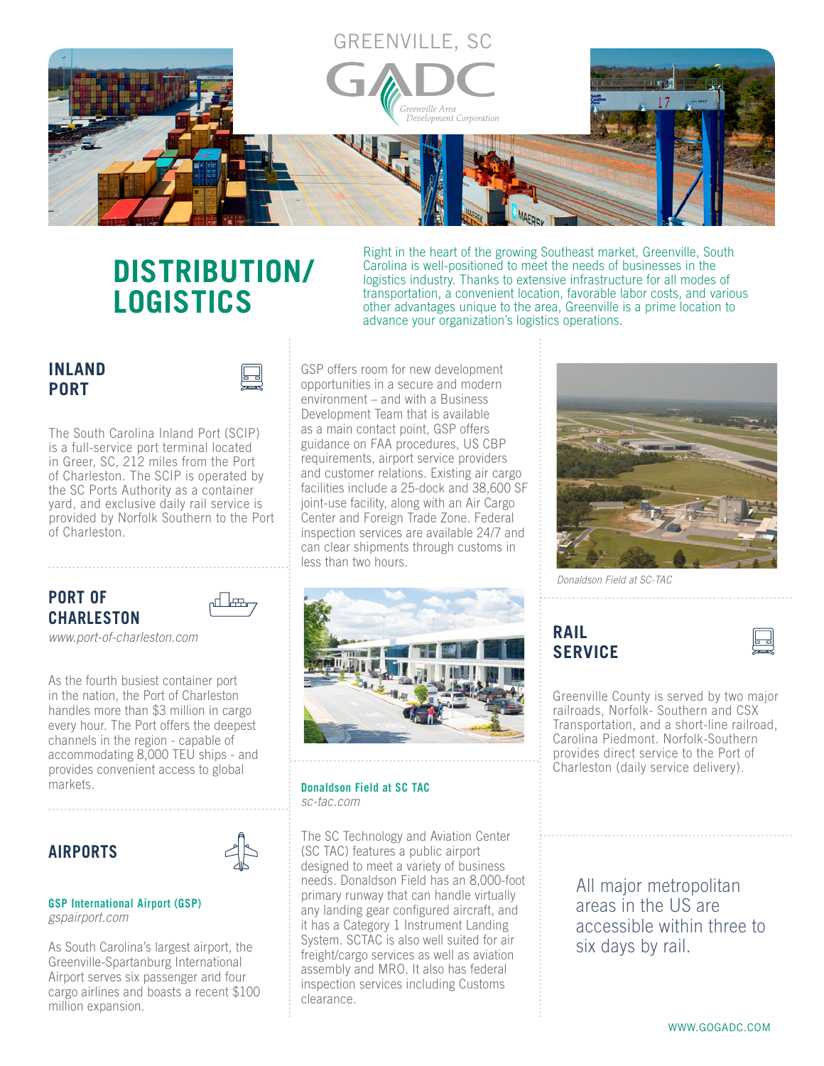GREENVILLE, SC

GADC

Greenville Area Development Corporation

# DISTRIBUTION/ LOGISTICS

Right in the heart of the growing Southeast market, Greenville, South Carolina is well-positioned to meet the needs of businesses in the logistics industry. Thanks to extensive infrastructure for all modes of transportation, a convenient location, favorable labor costs, and various other advantages unique to the area, Greenville is a prime location to advance your organization's logistics operations.

## INLAND PORT

The South Carolina Inland Port (SCIP) is a full-service port terminal located in Greer, SC, 212 miles from the Port of Charleston. The SCIP is operated by the SC Ports Authority as a container yard, and exclusive daily rail service is provided by Norfolk Southern to the Port of Charleston.

## PORT OF CHARLESTON

*www.port-of-charleston.com*

As the fourth busiest container port in the nation, the Port of Charleston handles more than $3 million in cargo every hour. The Port offers the deepest channels in the region - capable of accommodating 8,000 TEU ships - and provides convenient access to global markets.

## AIRPORTS

### GSP International Airport (GSP)

*gspairport.com*

As South Carolina's largest airport, the Greenville-Spartanburg International Airport serves six passenger and four cargo airlines and boasts a recent $100 million expansion.

GSP offers room for new development opportunities in a secure and modern environment – and with a Business Development Team that is available as a main contact point, GSP offers guidance on FAA procedures, US CBP requirements, airport service providers and customer relations. Existing air cargo facilities include a 25-dock and 38,600 SF joint-use facility, along with an Air Cargo Center and Foreign Trade Zone. Federal inspection services are available 24/7 and can clear shipments through customs in less than two hours.

### Donaldson Field at SC TAC

*sc-tac.com*

The SC Technology and Aviation Center (SC TAC) features a public airport designed to meet a variety of business needs. Donaldson Field has an 8,000-foot primary runway that can handle virtually any landing gear configured aircraft, and it has a Category 1 Instrument Landing System. SCTAC is also well suited for air freight/cargo services as well as aviation assembly and MRO. It also has federal inspection services including Customs clearance.

*Donaldson Field at SC-TAC*

## RAIL SERVICE

Greenville County is served by two major railroads, Norfolk- Southern and CSX Transportation, and a short-line railroad, Carolina Piedmont. Norfolk-Southern provides direct service to the Port of Charleston (daily service delivery).

All major metropolitan areas in the US are accessible within three to six days by rail.

WWW.GOGADC.COM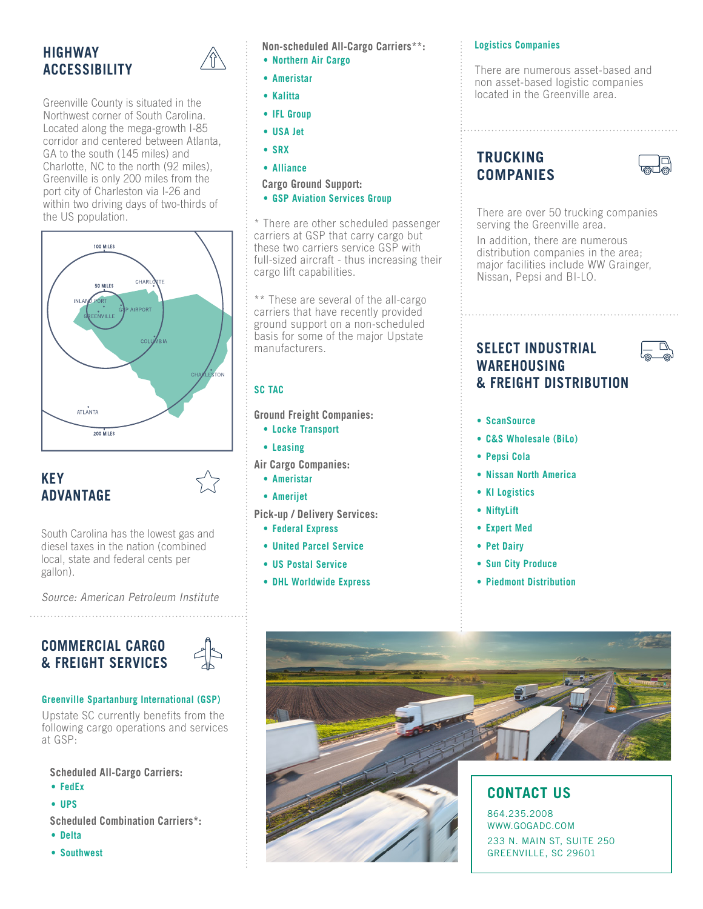## HIGHWAY ACCESSIBILITY

Greenville County is situated in the Northwest corner of South Carolina. Located along the mega-growth I-85 corridor and centered between Atlanta, GA to the south (145 miles) and Charlotte, NC to the north (92 miles), Greenville is only 200 miles from the port city of Charleston via I-26 and within two driving days of two-thirds of the US population.

100 MILES
50 MILES
CHARLOTTE
INLAND PORT
GSP AIRPORT
GREENVILLE
COLUMBIA
CHARLESTON
ATLANTA
200 MILES

## KEY ADVANTAGE

South Carolina has the lowest gas and diesel taxes in the nation (combined local, state and federal cents per gallon).

*Source: American Petroleum Institute*

## COMMERCIAL CARGO & FREIGHT SERVICES

**Greenville Spartanburg International (GSP)**

Upstate SC currently benefits from the following cargo operations and services at GSP:

**Scheduled All-Cargo Carriers:**
- FedEx
- UPS

**Scheduled Combination Carriers*:**
- Delta
- Southwest

**Non-scheduled All-Cargo Carriers**:**
- Northern Air Cargo
- Ameristar
- Kalitta
- IFL Group
- USA Jet
- SRX
- Alliance

**Cargo Ground Support:**
- GSP Aviation Services Group

* There are other scheduled passenger carriers at GSP that carry cargo but these two carriers service GSP with full-sized aircraft - thus increasing their cargo lift capabilities.

** These are several of the all-cargo carriers that have recently provided ground support on a non-scheduled basis for some of the major Upstate manufacturers.

**SC TAC**

**Ground Freight Companies:**
- Locke Transport
- Leasing

**Air Cargo Companies:**
- Ameristar
- Amerijet

**Pick-up / Delivery Services:**
- Federal Express
- United Parcel Service
- US Postal Service
- DHL Worldwide Express

**Logistics Companies**

There are numerous asset-based and non asset-based logistic companies located in the Greenville area.

## TRUCKING COMPANIES

There are over 50 trucking companies serving the Greenville area.

In addition, there are numerous distribution companies in the area; major facilities include WW Grainger, Nissan, Pepsi and BI-LO.

## SELECT INDUSTRIAL WAREHOUSING & FREIGHT DISTRIBUTION

- ScanSource
- C&S Wholesale (BiLo)
- Pepsi Cola
- Nissan North America
- KI Logistics
- NiftyLift
- Expert Med
- Pet Dairy
- Sun City Produce
- Piedmont Distribution

## CONTACT US

864.235.2008
WWW.GOGADC.COM

233 N. MAIN ST, SUITE 250
GREENVILLE, SC 29601